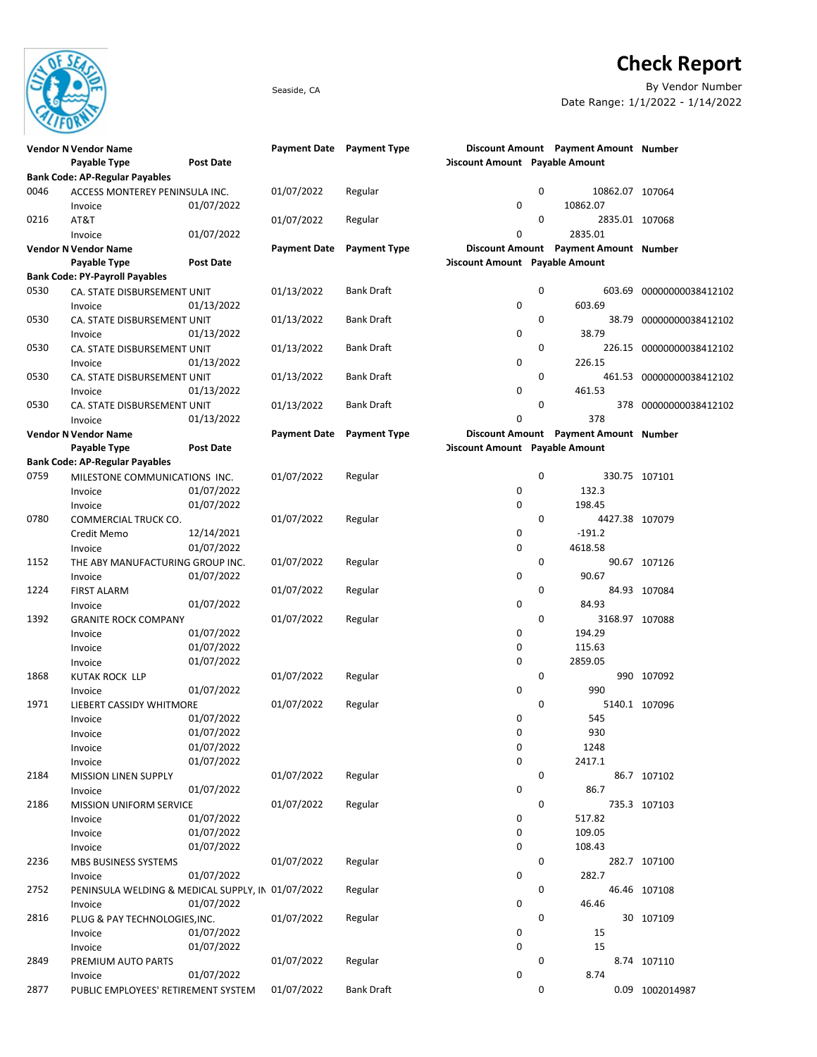# Check Report

Seaside, CA

By Vendor Number

Date Range: 1/1/2022 - 1/14/2022

| Vendor Number | Vendor Name | Post Date | Payment Date | Payment Type | Discount Amount | Payment Amount | Number |
|---|---|---|---|---|---|---|---|
| | Payable Type | | | | Discount Amount | Payable Amount | |
| **Bank Code: AP-Regular Payables** | | | | | | | |
| 0046 | ACCESS MONTEREY PENINSULA INC. | | 01/07/2022 | Regular | 0 | 10862.07 | 107064 |
| | Invoice | 01/07/2022 | | | 0 | 10862.07 | |
| 0216 | AT&T | | 01/07/2022 | Regular | 0 | 2835.01 | 107068 |
| | Invoice | 01/07/2022 | | | 0 | 2835.01 | |
| **Bank Code: PY-Payroll Payables** | | | | | | | |
| 0530 | CA. STATE DISBURSEMENT UNIT | | 01/13/2022 | Bank Draft | 0 | 603.69 | 00000000038412102 |
| | Invoice | 01/13/2022 | | | 0 | 603.69 | |
| 0530 | CA. STATE DISBURSEMENT UNIT | | 01/13/2022 | Bank Draft | 0 | 38.79 | 00000000038412102 |
| | Invoice | 01/13/2022 | | | 0 | 38.79 | |
| 0530 | CA. STATE DISBURSEMENT UNIT | | 01/13/2022 | Bank Draft | 0 | 226.15 | 00000000038412102 |
| | Invoice | 01/13/2022 | | | 0 | 226.15 | |
| 0530 | CA. STATE DISBURSEMENT UNIT | | 01/13/2022 | Bank Draft | 0 | 461.53 | 00000000038412102 |
| | Invoice | 01/13/2022 | | | 0 | 461.53 | |
| 0530 | CA. STATE DISBURSEMENT UNIT | | 01/13/2022 | Bank Draft | 0 | 378 | 00000000038412102 |
| | Invoice | 01/13/2022 | | | 0 | 378 | |
| **Bank Code: AP-Regular Payables** | | | | | | | |
| 0759 | MILESTONE COMMUNICATIONS INC. | | 01/07/2022 | Regular | 0 | 330.75 | 107101 |
| | Invoice | 01/07/2022 | | | 0 | 132.3 | |
| | Invoice | 01/07/2022 | | | 0 | 198.45 | |
| 0780 | COMMERCIAL TRUCK CO. | | 01/07/2022 | Regular | 0 | 4427.38 | 107079 |
| | Credit Memo | 12/14/2021 | | | 0 | -191.2 | |
| | Invoice | 01/07/2022 | | | 0 | 4618.58 | |
| 1152 | THE ABY MANUFACTURING GROUP INC. | | 01/07/2022 | Regular | 0 | 90.67 | 107126 |
| | Invoice | 01/07/2022 | | | 0 | 90.67 | |
| 1224 | FIRST ALARM | | 01/07/2022 | Regular | 0 | 84.93 | 107084 |
| | Invoice | 01/07/2022 | | | 0 | 84.93 | |
| 1392 | GRANITE ROCK COMPANY | | 01/07/2022 | Regular | 0 | 3168.97 | 107088 |
| | Invoice | 01/07/2022 | | | 0 | 194.29 | |
| | Invoice | 01/07/2022 | | | 0 | 115.63 | |
| | Invoice | 01/07/2022 | | | 0 | 2859.05 | |
| 1868 | KUTAK ROCK LLP | | 01/07/2022 | Regular | 0 | 990 | 107092 |
| | Invoice | 01/07/2022 | | | 0 | 990 | |
| 1971 | LIEBERT CASSIDY WHITMORE | | 01/07/2022 | Regular | 0 | 5140.1 | 107096 |
| | Invoice | 01/07/2022 | | | 0 | 545 | |
| | Invoice | 01/07/2022 | | | 0 | 930 | |
| | Invoice | 01/07/2022 | | | 0 | 1248 | |
| | Invoice | 01/07/2022 | | | 0 | 2417.1 | |
| 2184 | MISSION LINEN SUPPLY | | 01/07/2022 | Regular | 0 | 86.7 | 107102 |
| | Invoice | 01/07/2022 | | | 0 | 86.7 | |
| 2186 | MISSION UNIFORM SERVICE | | 01/07/2022 | Regular | 0 | 735.3 | 107103 |
| | Invoice | 01/07/2022 | | | 0 | 517.82 | |
| | Invoice | 01/07/2022 | | | 0 | 109.05 | |
| | Invoice | 01/07/2022 | | | 0 | 108.43 | |
| 2236 | MBS BUSINESS SYSTEMS | | 01/07/2022 | Regular | 0 | 282.7 | 107100 |
| | Invoice | 01/07/2022 | | | 0 | 282.7 | |
| 2752 | PENINSULA WELDING & MEDICAL SUPPLY, IN | | 01/07/2022 | Regular | 0 | 46.46 | 107108 |
| | Invoice | 01/07/2022 | | | 0 | 46.46 | |
| 2816 | PLUG & PAY TECHNOLOGIES,INC. | | 01/07/2022 | Regular | 0 | 30 | 107109 |
| | Invoice | 01/07/2022 | | | 0 | 15 | |
| | Invoice | 01/07/2022 | | | 0 | 15 | |
| 2849 | PREMIUM AUTO PARTS | | 01/07/2022 | Regular | 0 | 8.74 | 107110 |
| | Invoice | 01/07/2022 | | | 0 | 8.74 | |
| 2877 | PUBLIC EMPLOYEES' RETIREMENT SYSTEM | | 01/07/2022 | Bank Draft | 0 | 0.09 | 1002014987 |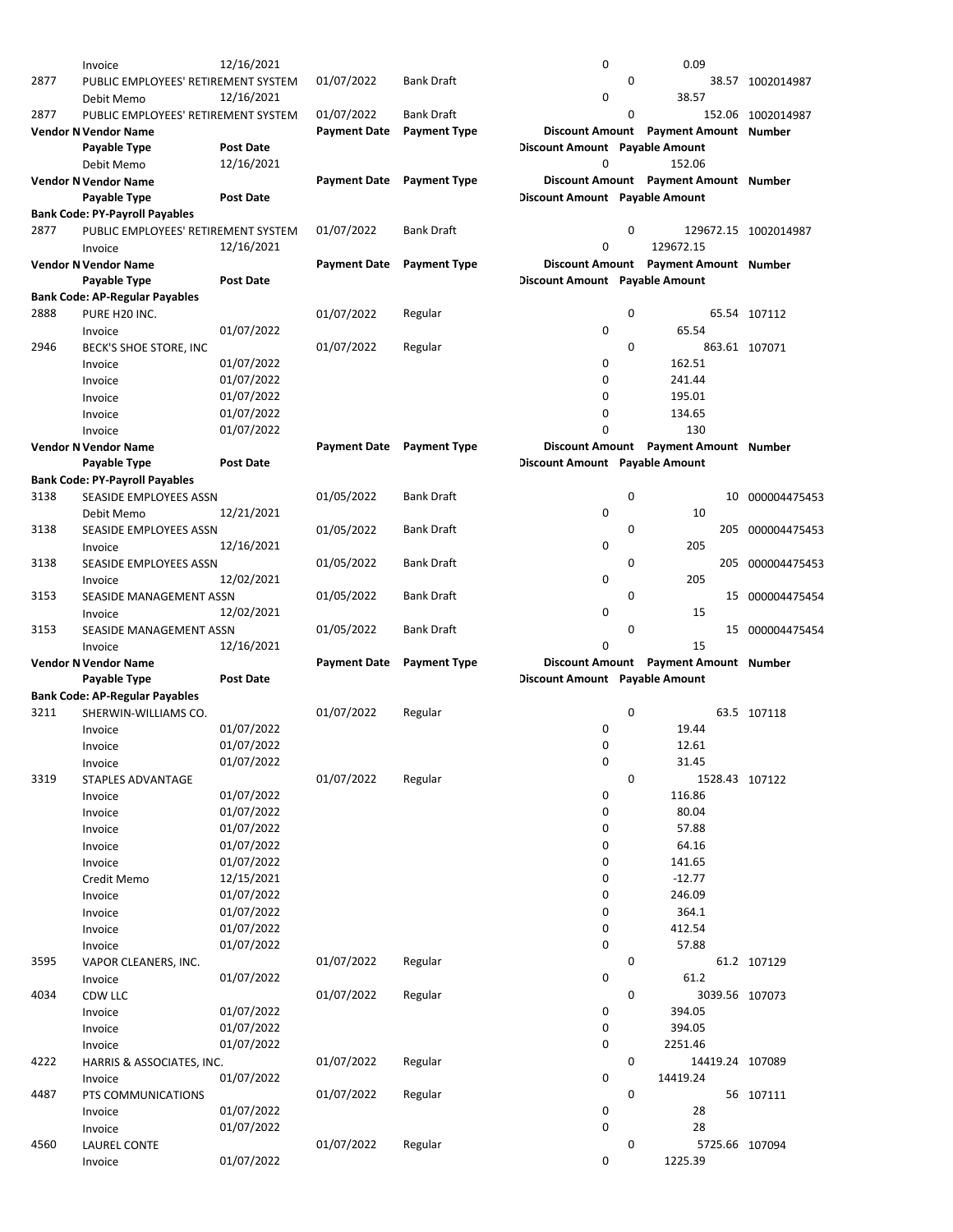| Vendor Number | Vendor Name | Post Date | Payment Date | Payment Type | Discount Amount | Payment Amount | Number |
|---|---|---|---|---|---|---|---|
| | Invoice | 12/16/2021 | | | 0 | 0.09 | |
| 2877 | PUBLIC EMPLOYEES' RETIREMENT SYSTEM | | 01/07/2022 | Bank Draft | 0 | 38.57 | 1002014987 |
| | Debit Memo | 12/16/2021 | | | 0 | 38.57 | |
| 2877 | PUBLIC EMPLOYEES' RETIREMENT SYSTEM | | 01/07/2022 | Bank Draft | 0 | 152.06 | 1002014987 |
| **Vendor N** | **Vendor Name** | | **Payment Date** | **Payment Type** | **Discount Amount** | **Payment Amount** | **Number** |
| | **Payable Type** | **Post Date** | | | **Discount Amount** | **Payable Amount** | |
| | Debit Memo | 12/16/2021 | | | 0 | 152.06 | |
| **Vendor N** | **Vendor Name** | | **Payment Date** | **Payment Type** | **Discount Amount** | **Payment Amount** | **Number** |
| | **Payable Type** | **Post Date** | | | **Discount Amount** | **Payable Amount** | |
| **Bank Code: PY-Payroll Payables** | | | | | | | |
| 2877 | PUBLIC EMPLOYEES' RETIREMENT SYSTEM | | 01/07/2022 | Bank Draft | 0 | 129672.15 | 1002014987 |
| | Invoice | 12/16/2021 | | | 0 | 129672.15 | |
| **Vendor N** | **Vendor Name** | | **Payment Date** | **Payment Type** | **Discount Amount** | **Payment Amount** | **Number** |
| | **Payable Type** | **Post Date** | | | **Discount Amount** | **Payable Amount** | |
| **Bank Code: AP-Regular Payables** | | | | | | | |
| 2888 | PURE H20 INC. | | 01/07/2022 | Regular | 0 | 65.54 | 107112 |
| | Invoice | 01/07/2022 | | | 0 | 65.54 | |
| 2946 | BECK'S SHOE STORE, INC | | 01/07/2022 | Regular | 0 | 863.61 | 107071 |
| | Invoice | 01/07/2022 | | | 0 | 162.51 | |
| | Invoice | 01/07/2022 | | | 0 | 241.44 | |
| | Invoice | 01/07/2022 | | | 0 | 195.01 | |
| | Invoice | 01/07/2022 | | | 0 | 134.65 | |
| | Invoice | 01/07/2022 | | | 0 | 130 | |
| **Vendor N** | **Vendor Name** | | **Payment Date** | **Payment Type** | **Discount Amount** | **Payment Amount** | **Number** |
| | **Payable Type** | **Post Date** | | | **Discount Amount** | **Payable Amount** | |
| **Bank Code: PY-Payroll Payables** | | | | | | | |
| 3138 | SEASIDE EMPLOYEES ASSN | | 01/05/2022 | Bank Draft | 0 | 10 | 000004475453 |
| | Debit Memo | 12/21/2021 | | | 0 | 10 | |
| 3138 | SEASIDE EMPLOYEES ASSN | | 01/05/2022 | Bank Draft | 0 | 205 | 000004475453 |
| | Invoice | 12/16/2021 | | | 0 | 205 | |
| 3138 | SEASIDE EMPLOYEES ASSN | | 01/05/2022 | Bank Draft | 0 | 205 | 000004475453 |
| | Invoice | 12/02/2021 | | | 0 | 205 | |
| 3153 | SEASIDE MANAGEMENT ASSN | | 01/05/2022 | Bank Draft | 0 | 15 | 000004475454 |
| | Invoice | 12/02/2021 | | | 0 | 15 | |
| 3153 | SEASIDE MANAGEMENT ASSN | | 01/05/2022 | Bank Draft | 0 | 15 | 000004475454 |
| | Invoice | 12/16/2021 | | | 0 | 15 | |
| **Vendor N** | **Vendor Name** | | **Payment Date** | **Payment Type** | **Discount Amount** | **Payment Amount** | **Number** |
| | **Payable Type** | **Post Date** | | | **Discount Amount** | **Payable Amount** | |
| **Bank Code: AP-Regular Payables** | | | | | | | |
| 3211 | SHERWIN-WILLIAMS CO. | | 01/07/2022 | Regular | 0 | 63.5 | 107118 |
| | Invoice | 01/07/2022 | | | 0 | 19.44 | |
| | Invoice | 01/07/2022 | | | 0 | 12.61 | |
| | Invoice | 01/07/2022 | | | 0 | 31.45 | |
| 3319 | STAPLES ADVANTAGE | | 01/07/2022 | Regular | 0 | 1528.43 | 107122 |
| | Invoice | 01/07/2022 | | | 0 | 116.86 | |
| | Invoice | 01/07/2022 | | | 0 | 80.04 | |
| | Invoice | 01/07/2022 | | | 0 | 57.88 | |
| | Invoice | 01/07/2022 | | | 0 | 64.16 | |
| | Invoice | 01/07/2022 | | | 0 | 141.65 | |
| | Credit Memo | 12/15/2021 | | | 0 | -12.77 | |
| | Invoice | 01/07/2022 | | | 0 | 246.09 | |
| | Invoice | 01/07/2022 | | | 0 | 364.1 | |
| | Invoice | 01/07/2022 | | | 0 | 412.54 | |
| | Invoice | 01/07/2022 | | | 0 | 57.88 | |
| 3595 | VAPOR CLEANERS, INC. | | 01/07/2022 | Regular | 0 | 61.2 | 107129 |
| | Invoice | 01/07/2022 | | | 0 | 61.2 | |
| 4034 | CDW LLC | | 01/07/2022 | Regular | 0 | 3039.56 | 107073 |
| | Invoice | 01/07/2022 | | | 0 | 394.05 | |
| | Invoice | 01/07/2022 | | | 0 | 394.05 | |
| | Invoice | 01/07/2022 | | | 0 | 2251.46 | |
| 4222 | HARRIS & ASSOCIATES, INC. | | 01/07/2022 | Regular | 0 | 14419.24 | 107089 |
| | Invoice | 01/07/2022 | | | 0 | 14419.24 | |
| 4487 | PTS COMMUNICATIONS | | 01/07/2022 | Regular | 0 | 56 | 107111 |
| | Invoice | 01/07/2022 | | | 0 | 28 | |
| | Invoice | 01/07/2022 | | | 0 | 28 | |
| 4560 | LAUREL CONTE | | 01/07/2022 | Regular | 0 | 5725.66 | 107094 |
| | Invoice | 01/07/2022 | | | 0 | 1225.39 | |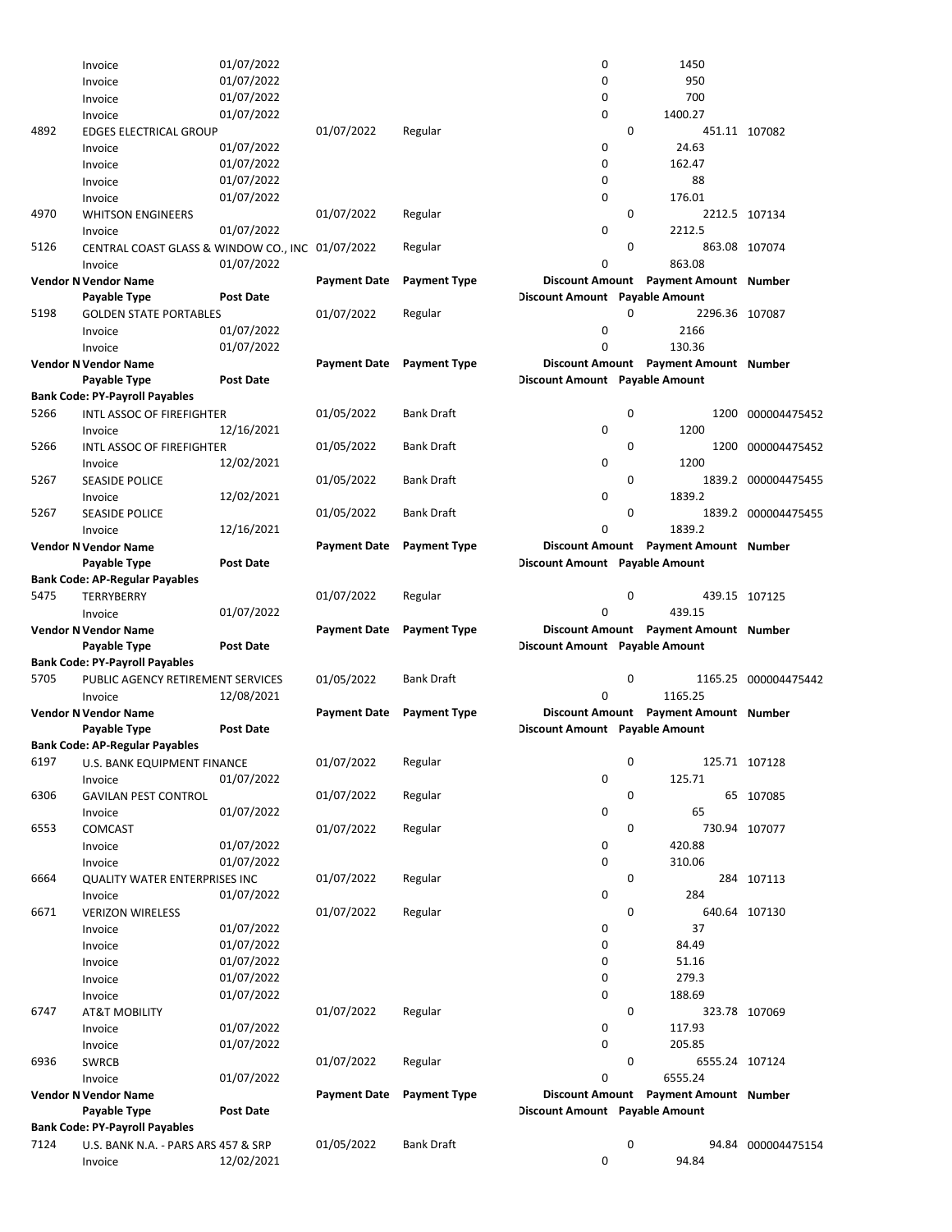| Vendor Number | Vendor Name | Payment Date | Payment Type | Discount Amount | Payment Amount | Number |
|---|---|---|---|---|---|---|
| | **Payable Type** / **Post Date** | | | **Discount Amount** | **Payable Amount** | |
| | Invoice | 01/07/2022 | | 0 | 1450 | |
| | Invoice | 01/07/2022 | | 0 | 950 | |
| | Invoice | 01/07/2022 | | 0 | 700 | |
| | Invoice | 01/07/2022 | | 0 | 1400.27 | |
| 4892 | EDGES ELECTRICAL GROUP | 01/07/2022 | Regular | 0 | 451.11 | 107082 |
| | Invoice | 01/07/2022 | | 0 | 24.63 | |
| | Invoice | 01/07/2022 | | 0 | 162.47 | |
| | Invoice | 01/07/2022 | | 0 | 88 | |
| | Invoice | 01/07/2022 | | 0 | 176.01 | |
| 4970 | WHITSON ENGINEERS | 01/07/2022 | Regular | 0 | 2212.5 | 107134 |
| | Invoice | 01/07/2022 | | 0 | 2212.5 | |
| 5126 | CENTRAL COAST GLASS & WINDOW CO., INC | 01/07/2022 | Regular | 0 | 863.08 | 107074 |
| | Invoice | 01/07/2022 | | 0 | 863.08 | |
| **Vendor N** | **Vendor Name** | **Payment Date** | **Payment Type** | **Discount Amount** | **Payment Amount** | **Number** |
| | **Payable Type** / **Post Date** | | | **Discount Amount** | **Payable Amount** | |
| 5198 | GOLDEN STATE PORTABLES | 01/07/2022 | Regular | 0 | 2296.36 | 107087 |
| | Invoice | 01/07/2022 | | 0 | 2166 | |
| | Invoice | 01/07/2022 | | 0 | 130.36 | |
| **Vendor N** | **Vendor Name** | **Payment Date** | **Payment Type** | **Discount Amount** | **Payment Amount** | **Number** |
| | **Payable Type** / **Post Date** | | | **Discount Amount** | **Payable Amount** | |
| **Bank Code: PY-Payroll Payables** | | | | | | |
| 5266 | INTL ASSOC OF FIREFIGHTER | 01/05/2022 | Bank Draft | 0 | 1200 | 000004475452 |
| | Invoice | 12/16/2021 | | 0 | 1200 | |
| 5266 | INTL ASSOC OF FIREFIGHTER | 01/05/2022 | Bank Draft | 0 | 1200 | 000004475452 |
| | Invoice | 12/02/2021 | | 0 | 1200 | |
| 5267 | SEASIDE POLICE | 01/05/2022 | Bank Draft | 0 | 1839.2 | 000004475455 |
| | Invoice | 12/02/2021 | | 0 | 1839.2 | |
| 5267 | SEASIDE POLICE | 01/05/2022 | Bank Draft | 0 | 1839.2 | 000004475455 |
| | Invoice | 12/16/2021 | | 0 | 1839.2 | |
| **Vendor N** | **Vendor Name** | **Payment Date** | **Payment Type** | **Discount Amount** | **Payment Amount** | **Number** |
| | **Payable Type** / **Post Date** | | | **Discount Amount** | **Payable Amount** | |
| **Bank Code: AP-Regular Payables** | | | | | | |
| 5475 | TERRYBERRY | 01/07/2022 | Regular | 0 | 439.15 | 107125 |
| | Invoice | 01/07/2022 | | 0 | 439.15 | |
| **Vendor N** | **Vendor Name** | **Payment Date** | **Payment Type** | **Discount Amount** | **Payment Amount** | **Number** |
| | **Payable Type** / **Post Date** | | | **Discount Amount** | **Payable Amount** | |
| **Bank Code: PY-Payroll Payables** | | | | | | |
| 5705 | PUBLIC AGENCY RETIREMENT SERVICES | 01/05/2022 | Bank Draft | 0 | 1165.25 | 000004475442 |
| | Invoice | 12/08/2021 | | 0 | 1165.25 | |
| **Vendor N** | **Vendor Name** | **Payment Date** | **Payment Type** | **Discount Amount** | **Payment Amount** | **Number** |
| | **Payable Type** / **Post Date** | | | **Discount Amount** | **Payable Amount** | |
| **Bank Code: AP-Regular Payables** | | | | | | |
| 6197 | U.S. BANK EQUIPMENT FINANCE | 01/07/2022 | Regular | 0 | 125.71 | 107128 |
| | Invoice | 01/07/2022 | | 0 | 125.71 | |
| 6306 | GAVILAN PEST CONTROL | 01/07/2022 | Regular | 0 | 65 | 107085 |
| | Invoice | 01/07/2022 | | 0 | 65 | |
| 6553 | COMCAST | 01/07/2022 | Regular | 0 | 730.94 | 107077 |
| | Invoice | 01/07/2022 | | 0 | 420.88 | |
| | Invoice | 01/07/2022 | | 0 | 310.06 | |
| 6664 | QUALITY WATER ENTERPRISES INC | 01/07/2022 | Regular | 0 | 284 | 107113 |
| | Invoice | 01/07/2022 | | 0 | 284 | |
| 6671 | VERIZON WIRELESS | 01/07/2022 | Regular | 0 | 640.64 | 107130 |
| | Invoice | 01/07/2022 | | 0 | 37 | |
| | Invoice | 01/07/2022 | | 0 | 84.49 | |
| | Invoice | 01/07/2022 | | 0 | 51.16 | |
| | Invoice | 01/07/2022 | | 0 | 279.3 | |
| | Invoice | 01/07/2022 | | 0 | 188.69 | |
| 6747 | AT&T MOBILITY | 01/07/2022 | Regular | 0 | 323.78 | 107069 |
| | Invoice | 01/07/2022 | | 0 | 117.93 | |
| | Invoice | 01/07/2022 | | 0 | 205.85 | |
| 6936 | SWRCB | 01/07/2022 | Regular | 0 | 6555.24 | 107124 |
| | Invoice | 01/07/2022 | | 0 | 6555.24 | |
| **Vendor N** | **Vendor Name** | **Payment Date** | **Payment Type** | **Discount Amount** | **Payment Amount** | **Number** |
| | **Payable Type** / **Post Date** | | | **Discount Amount** | **Payable Amount** | |
| **Bank Code: PY-Payroll Payables** | | | | | | |
| 7124 | U.S. BANK N.A. - PARS ARS 457 & SRP | 01/05/2022 | Bank Draft | 0 | 94.84 | 000004475154 |
| | Invoice | 12/02/2021 | | 0 | 94.84 | |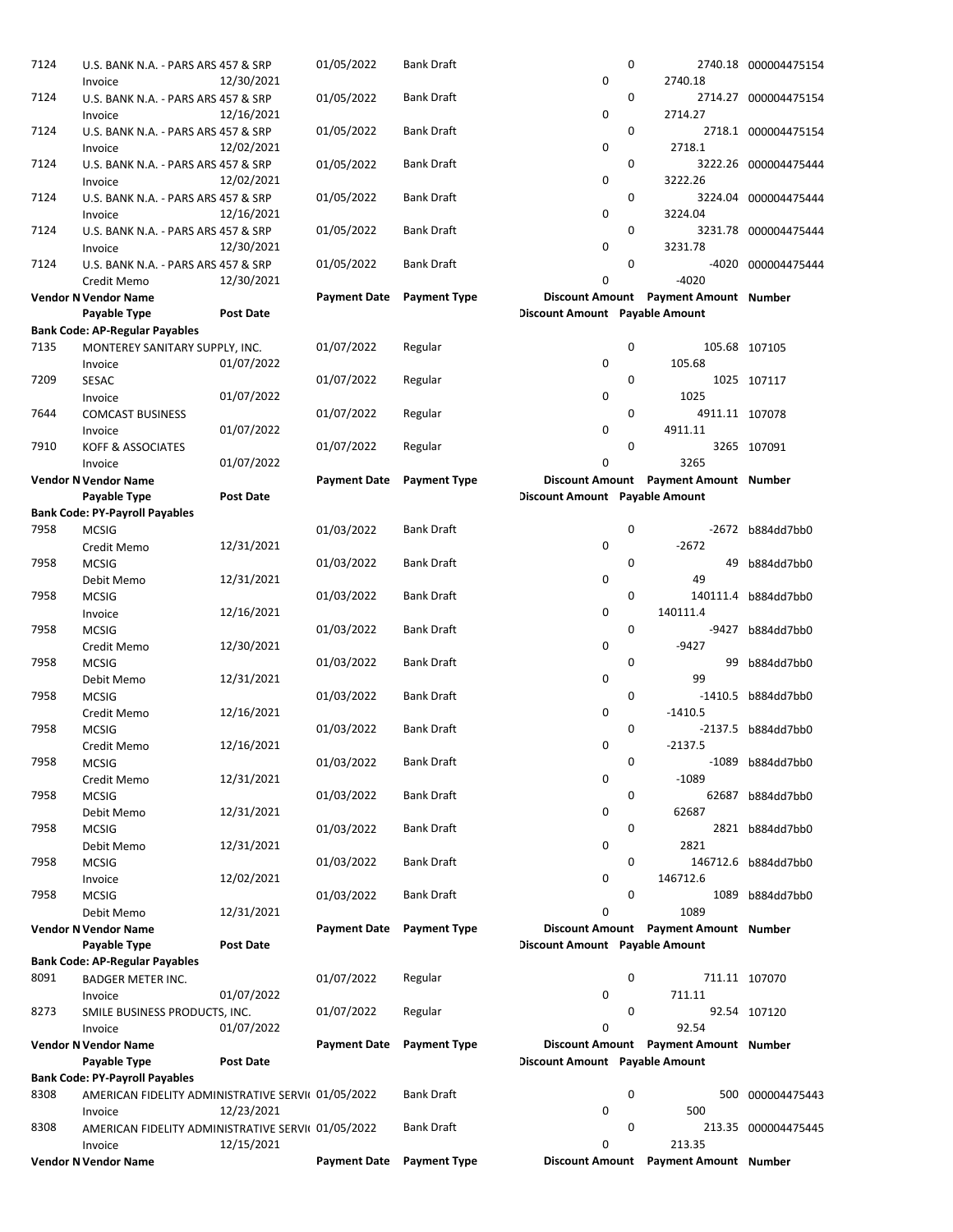| Vendor Number | Vendor Name | | Payment Date | Payment Type | Discount Amount | Payment Amount | Number |
|---|---|---|---|---|---|---|---|
| | Payable Type | Post Date | | | Discount Amount | Payable Amount | |
| 7124 | U.S. BANK N.A. - PARS ARS 457 & SRP | | 01/05/2022 | Bank Draft | 0 | 2740.18 | 000004475154 |
| | Invoice | 12/30/2021 | | | 0 | 2740.18 | |
| 7124 | U.S. BANK N.A. - PARS ARS 457 & SRP | | 01/05/2022 | Bank Draft | 0 | 2714.27 | 000004475154 |
| | Invoice | 12/16/2021 | | | 0 | 2714.27 | |
| 7124 | U.S. BANK N.A. - PARS ARS 457 & SRP | | 01/05/2022 | Bank Draft | 0 | 2718.1 | 000004475154 |
| | Invoice | 12/02/2021 | | | 0 | 2718.1 | |
| 7124 | U.S. BANK N.A. - PARS ARS 457 & SRP | | 01/05/2022 | Bank Draft | 0 | 3222.26 | 000004475444 |
| | Invoice | 12/02/2021 | | | 0 | 3222.26 | |
| 7124 | U.S. BANK N.A. - PARS ARS 457 & SRP | | 01/05/2022 | Bank Draft | 0 | 3224.04 | 000004475444 |
| | Invoice | 12/16/2021 | | | 0 | 3224.04 | |
| 7124 | U.S. BANK N.A. - PARS ARS 457 & SRP | | 01/05/2022 | Bank Draft | 0 | 3231.78 | 000004475444 |
| | Invoice | 12/30/2021 | | | 0 | 3231.78 | |
| 7124 | U.S. BANK N.A. - PARS ARS 457 & SRP | | 01/05/2022 | Bank Draft | 0 | -4020 | 000004475444 |
| | Credit Memo | 12/30/2021 | | | 0 | -4020 | |

| Vendor Number | Vendor Name | | Payment Date | Payment Type | Discount Amount | Payment Amount | Number |
|---|---|---|---|---|---|---|---|
| | Payable Type | Post Date | | | Discount Amount | Payable Amount | |
| **Bank Code: AP-Regular Payables** | | | | | | | |
| 7135 | MONTEREY SANITARY SUPPLY, INC. | | 01/07/2022 | Regular | 0 | 105.68 | 107105 |
| | Invoice | 01/07/2022 | | | 0 | 105.68 | |
| 7209 | SESAC | | 01/07/2022 | Regular | 0 | 1025 | 107117 |
| | Invoice | 01/07/2022 | | | 0 | 1025 | |
| 7644 | COMCAST BUSINESS | | 01/07/2022 | Regular | 0 | 4911.11 | 107078 |
| | Invoice | 01/07/2022 | | | 0 | 4911.11 | |
| 7910 | KOFF & ASSOCIATES | | 01/07/2022 | Regular | 0 | 3265 | 107091 |
| | Invoice | 01/07/2022 | | | 0 | 3265 | |

| Vendor Number | Vendor Name | | Payment Date | Payment Type | Discount Amount | Payment Amount | Number |
|---|---|---|---|---|---|---|---|
| | Payable Type | Post Date | | | Discount Amount | Payable Amount | |
| **Bank Code: PY-Payroll Payables** | | | | | | | |
| 7958 | MCSIG | | 01/03/2022 | Bank Draft | 0 | -2672 | b884dd7bb0 |
| | Credit Memo | 12/31/2021 | | | 0 | -2672 | |
| 7958 | MCSIG | | 01/03/2022 | Bank Draft | 0 | 49 | b884dd7bb0 |
| | Debit Memo | 12/31/2021 | | | 0 | 49 | |
| 7958 | MCSIG | | 01/03/2022 | Bank Draft | 0 | 140111.4 | b884dd7bb0 |
| | Invoice | 12/16/2021 | | | 0 | 140111.4 | |
| 7958 | MCSIG | | 01/03/2022 | Bank Draft | 0 | -9427 | b884dd7bb0 |
| | Credit Memo | 12/30/2021 | | | 0 | -9427 | |
| 7958 | MCSIG | | 01/03/2022 | Bank Draft | 0 | 99 | b884dd7bb0 |
| | Debit Memo | 12/31/2021 | | | 0 | 99 | |
| 7958 | MCSIG | | 01/03/2022 | Bank Draft | 0 | -1410.5 | b884dd7bb0 |
| | Credit Memo | 12/16/2021 | | | 0 | -1410.5 | |
| 7958 | MCSIG | | 01/03/2022 | Bank Draft | 0 | -2137.5 | b884dd7bb0 |
| | Credit Memo | 12/16/2021 | | | 0 | -2137.5 | |
| 7958 | MCSIG | | 01/03/2022 | Bank Draft | 0 | -1089 | b884dd7bb0 |
| | Credit Memo | 12/31/2021 | | | 0 | -1089 | |
| 7958 | MCSIG | | 01/03/2022 | Bank Draft | 0 | 62687 | b884dd7bb0 |
| | Debit Memo | 12/31/2021 | | | 0 | 62687 | |
| 7958 | MCSIG | | 01/03/2022 | Bank Draft | 0 | 2821 | b884dd7bb0 |
| | Debit Memo | 12/31/2021 | | | 0 | 2821 | |
| 7958 | MCSIG | | 01/03/2022 | Bank Draft | 0 | 146712.6 | b884dd7bb0 |
| | Invoice | 12/02/2021 | | | 0 | 146712.6 | |
| 7958 | MCSIG | | 01/03/2022 | Bank Draft | 0 | 1089 | b884dd7bb0 |
| | Debit Memo | 12/31/2021 | | | 0 | 1089 | |

| Vendor Number | Vendor Name | | Payment Date | Payment Type | Discount Amount | Payment Amount | Number |
|---|---|---|---|---|---|---|---|
| | Payable Type | Post Date | | | Discount Amount | Payable Amount | |
| **Bank Code: AP-Regular Payables** | | | | | | | |
| 8091 | BADGER METER INC. | | 01/07/2022 | Regular | 0 | 711.11 | 107070 |
| | Invoice | 01/07/2022 | | | 0 | 711.11 | |
| 8273 | SMILE BUSINESS PRODUCTS, INC. | | 01/07/2022 | Regular | 0 | 92.54 | 107120 |
| | Invoice | 01/07/2022 | | | 0 | 92.54 | |

| Vendor Number | Vendor Name | | Payment Date | Payment Type | Discount Amount | Payment Amount | Number |
|---|---|---|---|---|---|---|---|
| | Payable Type | Post Date | | | Discount Amount | Payable Amount | |
| **Bank Code: PY-Payroll Payables** | | | | | | | |
| 8308 | AMERICAN FIDELITY ADMINISTRATIVE SERVI( | | 01/05/2022 | Bank Draft | 0 | 500 | 000004475443 |
| | Invoice | 12/23/2021 | | | 0 | 500 | |
| 8308 | AMERICAN FIDELITY ADMINISTRATIVE SERVI( | | 01/05/2022 | Bank Draft | 0 | 213.35 | 000004475445 |
| | Invoice | 12/15/2021 | | | 0 | 213.35 | |

| Vendor Number | Vendor Name | | Payment Date | Payment Type | Discount Amount | Payment Amount | Number |
|---|---|---|---|---|---|---|---|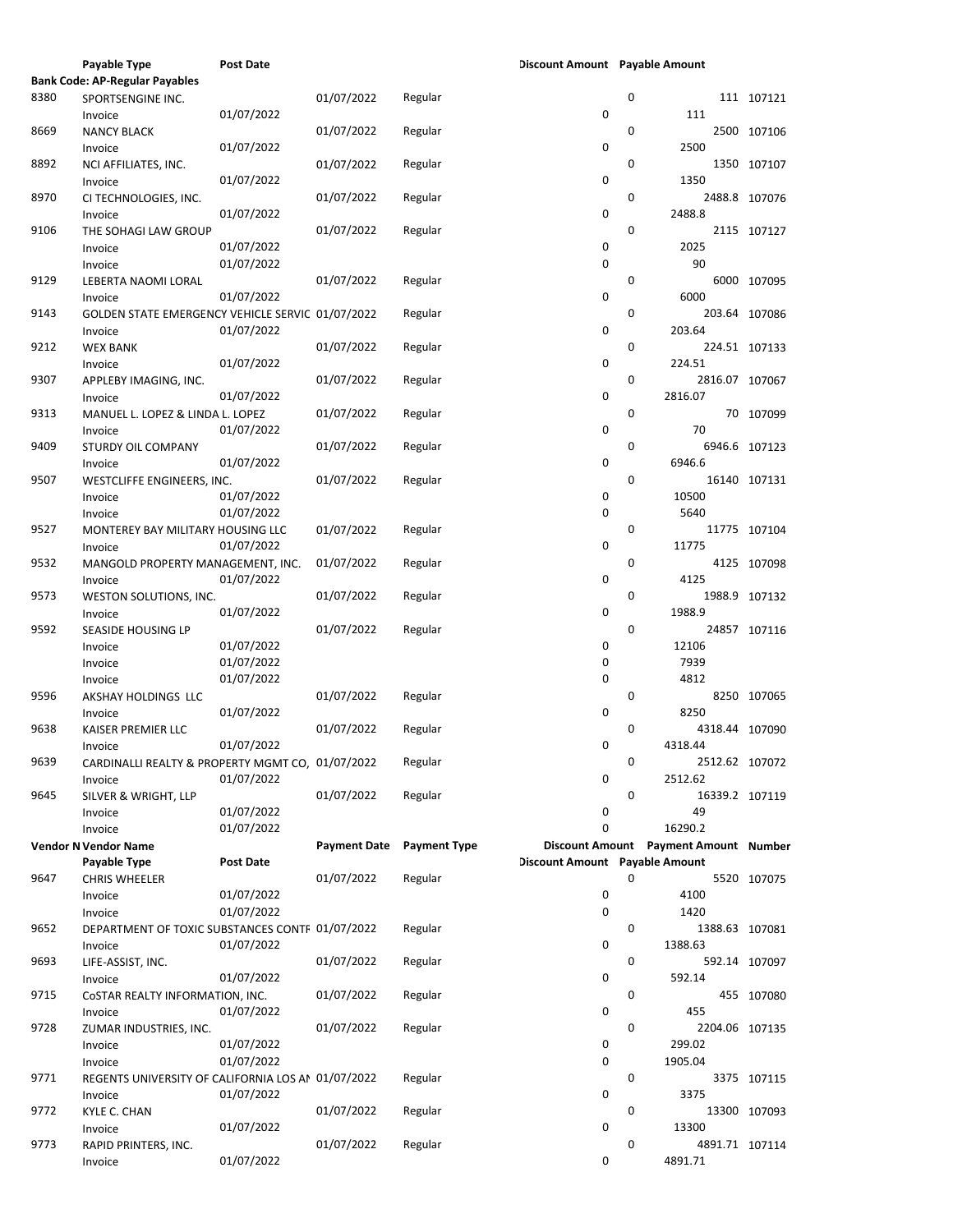| Vendor Number | Vendor Name | | Payment Date | Payment Type | Discount Amount | Payment Amount | Number |
|---|---|---|---|---|---|---|---|
| | Payable Type | Post Date | | | Discount Amount | Payable Amount | |
| **Bank Code: AP-Regular Payables** | | | | | | | |
| 8380 | SPORTSENGINE INC. | | 01/07/2022 | Regular | 0 | 111 | 107121 |
| | Invoice | 01/07/2022 | | | 0 | 111 | |
| 8669 | NANCY BLACK | | 01/07/2022 | Regular | 0 | 2500 | 107106 |
| | Invoice | 01/07/2022 | | | 0 | 2500 | |
| 8892 | NCI AFFILIATES, INC. | | 01/07/2022 | Regular | 0 | 1350 | 107107 |
| | Invoice | 01/07/2022 | | | 0 | 1350 | |
| 8970 | CI TECHNOLOGIES, INC. | | 01/07/2022 | Regular | 0 | 2488.8 | 107076 |
| | Invoice | 01/07/2022 | | | 0 | 2488.8 | |
| 9106 | THE SOHAGI LAW GROUP | | 01/07/2022 | Regular | 0 | 2115 | 107127 |
| | Invoice | 01/07/2022 | | | 0 | 2025 | |
| | Invoice | 01/07/2022 | | | 0 | 90 | |
| 9129 | LEBERTA NAOMI LORAL | | 01/07/2022 | Regular | 0 | 6000 | 107095 |
| | Invoice | 01/07/2022 | | | 0 | 6000 | |
| 9143 | GOLDEN STATE EMERGENCY VEHICLE SERVIC | | 01/07/2022 | Regular | 0 | 203.64 | 107086 |
| | Invoice | 01/07/2022 | | | 0 | 203.64 | |
| 9212 | WEX BANK | | 01/07/2022 | Regular | 0 | 224.51 | 107133 |
| | Invoice | 01/07/2022 | | | 0 | 224.51 | |
| 9307 | APPLEBY IMAGING, INC. | | 01/07/2022 | Regular | 0 | 2816.07 | 107067 |
| | Invoice | 01/07/2022 | | | 0 | 2816.07 | |
| 9313 | MANUEL L. LOPEZ & LINDA L. LOPEZ | | 01/07/2022 | Regular | 0 | 70 | 107099 |
| | Invoice | 01/07/2022 | | | 0 | 70 | |
| 9409 | STURDY OIL COMPANY | | 01/07/2022 | Regular | 0 | 6946.6 | 107123 |
| | Invoice | 01/07/2022 | | | 0 | 6946.6 | |
| 9507 | WESTCLIFFE ENGINEERS, INC. | | 01/07/2022 | Regular | 0 | 16140 | 107131 |
| | Invoice | 01/07/2022 | | | 0 | 10500 | |
| | Invoice | 01/07/2022 | | | 0 | 5640 | |
| 9527 | MONTEREY BAY MILITARY HOUSING LLC | | 01/07/2022 | Regular | 0 | 11775 | 107104 |
| | Invoice | 01/07/2022 | | | 0 | 11775 | |
| 9532 | MANGOLD PROPERTY MANAGEMENT, INC. | | 01/07/2022 | Regular | 0 | 4125 | 107098 |
| | Invoice | 01/07/2022 | | | 0 | 4125 | |
| 9573 | WESTON SOLUTIONS, INC. | | 01/07/2022 | Regular | 0 | 1988.9 | 107132 |
| | Invoice | 01/07/2022 | | | 0 | 1988.9 | |
| 9592 | SEASIDE HOUSING LP | | 01/07/2022 | Regular | 0 | 24857 | 107116 |
| | Invoice | 01/07/2022 | | | 0 | 12106 | |
| | Invoice | 01/07/2022 | | | 0 | 7939 | |
| | Invoice | 01/07/2022 | | | 0 | 4812 | |
| 9596 | AKSHAY HOLDINGS LLC | | 01/07/2022 | Regular | 0 | 8250 | 107065 |
| | Invoice | 01/07/2022 | | | 0 | 8250 | |
| 9638 | KAISER PREMIER LLC | | 01/07/2022 | Regular | 0 | 4318.44 | 107090 |
| | Invoice | 01/07/2022 | | | 0 | 4318.44 | |
| 9639 | CARDINALLI REALTY & PROPERTY MGMT CO, | | 01/07/2022 | Regular | 0 | 2512.62 | 107072 |
| | Invoice | 01/07/2022 | | | 0 | 2512.62 | |
| 9645 | SILVER & WRIGHT, LLP | | 01/07/2022 | Regular | 0 | 16339.2 | 107119 |
| | Invoice | 01/07/2022 | | | 0 | 49 | |
| | Invoice | 01/07/2022 | | | 0 | 16290.2 | |
| **Vendor N** | **Vendor Name** | | **Payment Date** | **Payment Type** | **Discount Amount** | **Payment Amount** | **Number** |
| | **Payable Type** | **Post Date** | | | **Discount Amount** | **Payable Amount** | |
| 9647 | CHRIS WHEELER | | 01/07/2022 | Regular | 0 | 5520 | 107075 |
| | Invoice | 01/07/2022 | | | 0 | 4100 | |
| | Invoice | 01/07/2022 | | | 0 | 1420 | |
| 9652 | DEPARTMENT OF TOXIC SUBSTANCES CONTF | | 01/07/2022 | Regular | 0 | 1388.63 | 107081 |
| | Invoice | 01/07/2022 | | | 0 | 1388.63 | |
| 9693 | LIFE-ASSIST, INC. | | 01/07/2022 | Regular | 0 | 592.14 | 107097 |
| | Invoice | 01/07/2022 | | | 0 | 592.14 | |
| 9715 | CoSTAR REALTY INFORMATION, INC. | | 01/07/2022 | Regular | 0 | 455 | 107080 |
| | Invoice | 01/07/2022 | | | 0 | 455 | |
| 9728 | ZUMAR INDUSTRIES, INC. | | 01/07/2022 | Regular | 0 | 2204.06 | 107135 |
| | Invoice | 01/07/2022 | | | 0 | 299.02 | |
| | Invoice | 01/07/2022 | | | 0 | 1905.04 | |
| 9771 | REGENTS UNIVERSITY OF CALIFORNIA LOS AI | | 01/07/2022 | Regular | 0 | 3375 | 107115 |
| | Invoice | 01/07/2022 | | | 0 | 3375 | |
| 9772 | KYLE C. CHAN | | 01/07/2022 | Regular | 0 | 13300 | 107093 |
| | Invoice | 01/07/2022 | | | 0 | 13300 | |
| 9773 | RAPID PRINTERS, INC. | | 01/07/2022 | Regular | 0 | 4891.71 | 107114 |
| | Invoice | 01/07/2022 | | | 0 | 4891.71 | |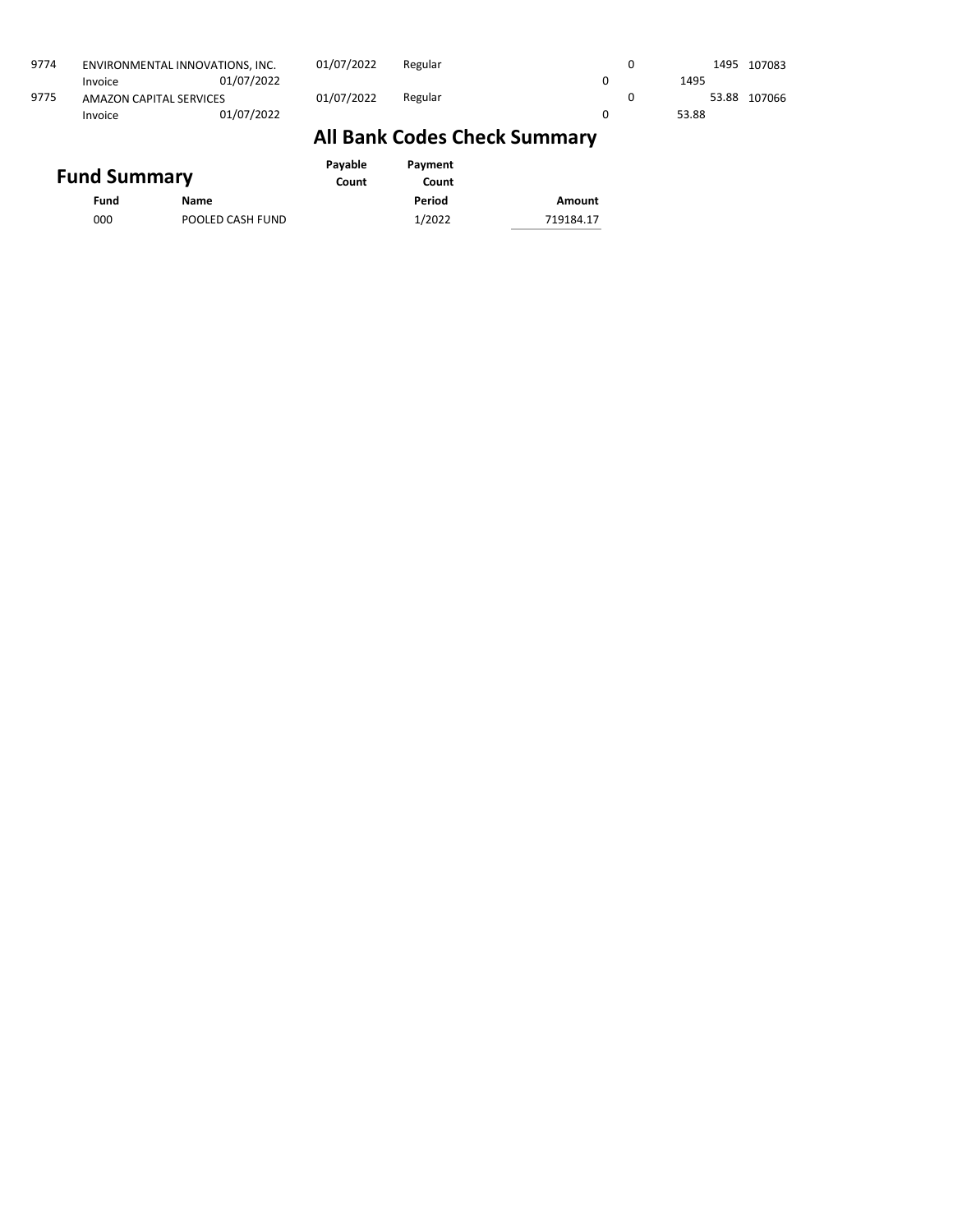| | | | | | | | |
|---|---|---|---|---|---|---|---|
| 9774 | ENVIRONMENTAL INNOVATIONS, INC. | | 01/07/2022 | Regular | 0 | 1495 | 107083 |
| | Invoice | 01/07/2022 | | | 0 | 1495 | |
| 9775 | AMAZON CAPITAL SERVICES | | 01/07/2022 | Regular | 0 | 53.88 | 107066 |
| | Invoice | 01/07/2022 | | | 0 | 53.88 | |

## All Bank Codes Check Summary

## Fund Summary

| Fund | Name | Payable Count | Payment Count Period | Amount |
|---|---|---|---|---|
| 000 | POOLED CASH FUND | | 1/2022 | 719184.17 |